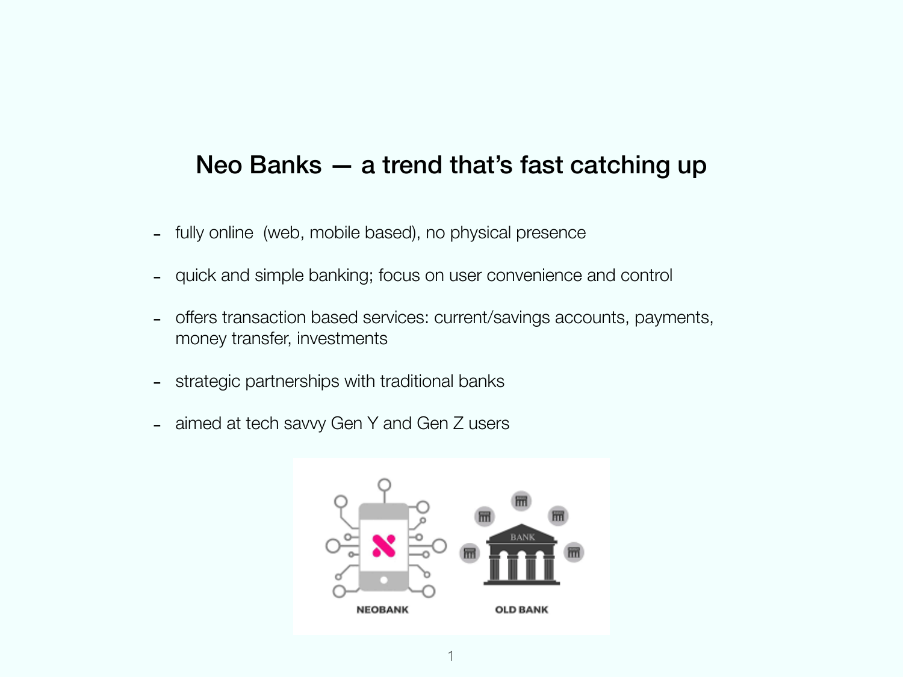# Neo Banks — a trend that's fast catching up

- fully online (web, mobile based), no physical presence
- quick and simple banking; focus on user convenience and control
- offers transaction based services: current/savings accounts, payments, money transfer, investments
- strategic partnerships with traditional banks
- aimed at tech savvy Gen Y and Gen Z users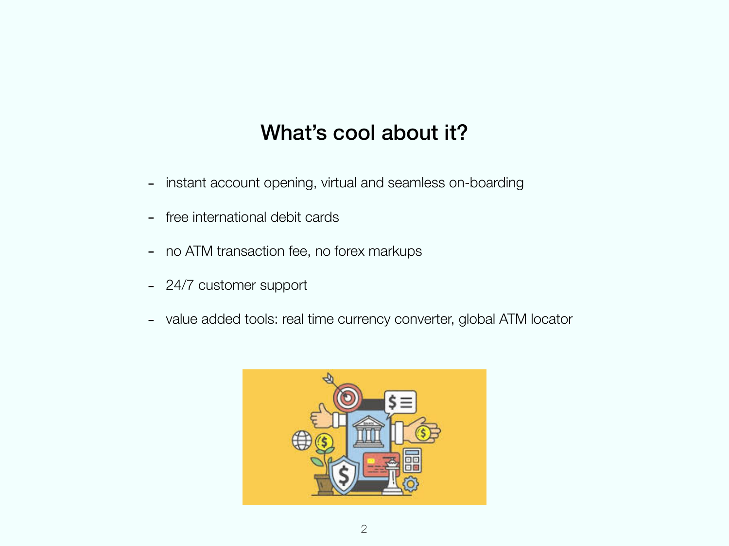## What's cool about it?

- instant account opening, virtual and seamless on-boarding
- free international debit cards
- no ATM transaction fee, no forex markups
- 24/7 customer support
- value added tools: real time currency converter, global ATM locator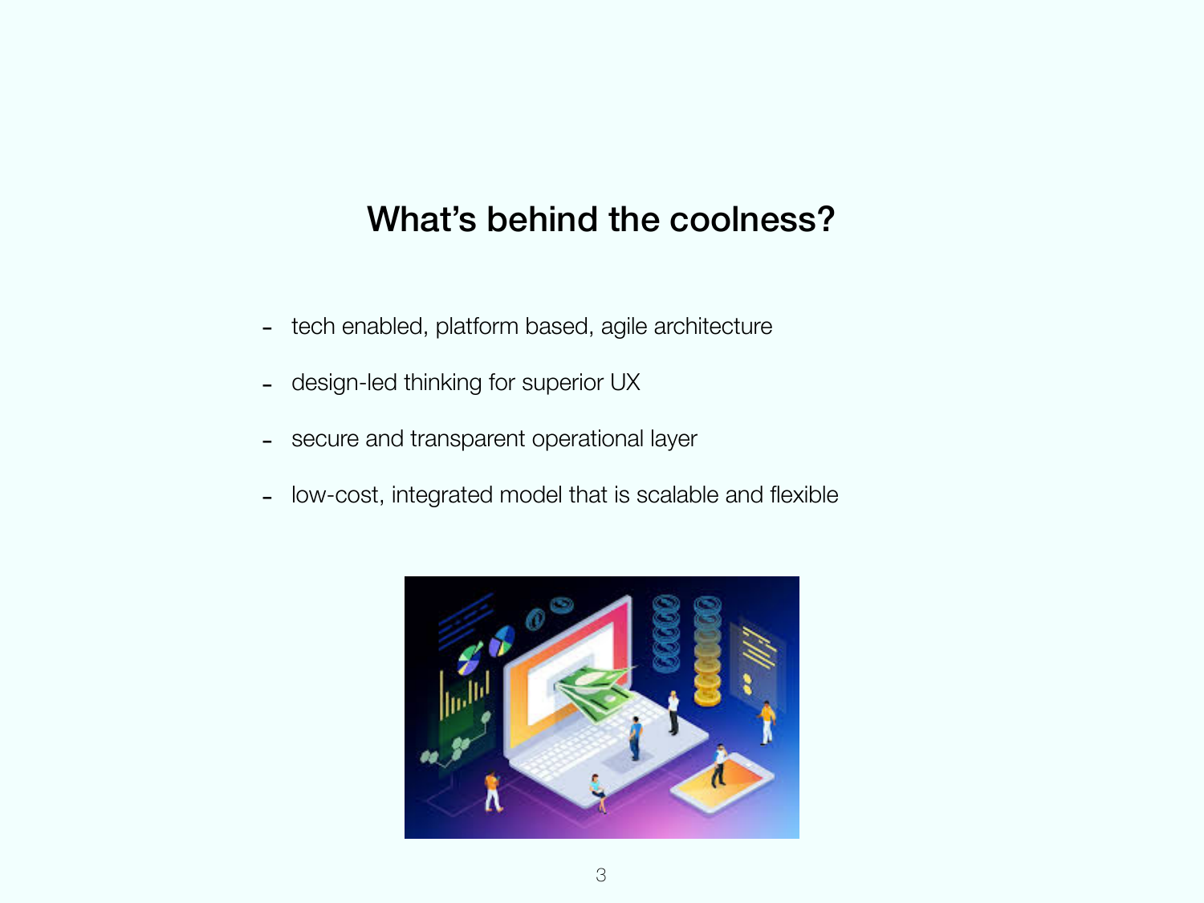## What's behind the coolness?

- tech enabled, platform based, agile architecture
- design-led thinking for superior UX
- secure and transparent operational layer
- low-cost, integrated model that is scalable and flexible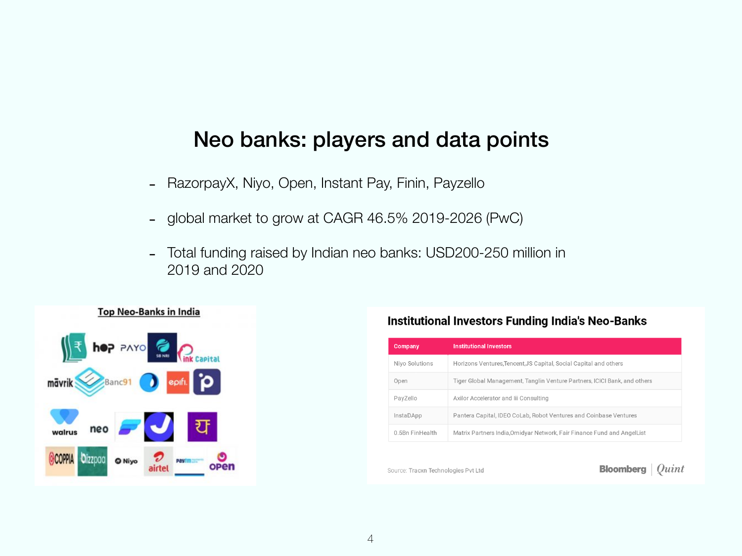# Neo banks: players and data points

- RazorpayX, Niyo, Open, Instant Pay, Finin, Payzello
- global market to grow at CAGR 46.5% 2019-2026 (PwC)
- Total funding raised by Indian neo banks: USD200-250 million in 2019 and 2020

**Top Neo-Banks in India**

**Institutional Investors Funding India's Neo-Banks**

| Company | Institutional Investors |
|---|---|
| Niyo Solutions | Horizons Ventures,Tencent,JS Capital, Social Capital and others |
| Open | Tiger Global Management, Tanglin Venture Partners, ICICI Bank, and others |
| PayZello | Axilor Accelerator and Iii Consulting |
| InstaDApp | Pantera Capital, IDEO CoLab, Robot Ventures and Coinbase Ventures |
| 0.5Bn FinHealth | Matrix Partners India,Omidyar Network, Fair Finance Fund and AngelList |

Source: Tracxn Technologies Pvt Ltd

Bloomberg | Quint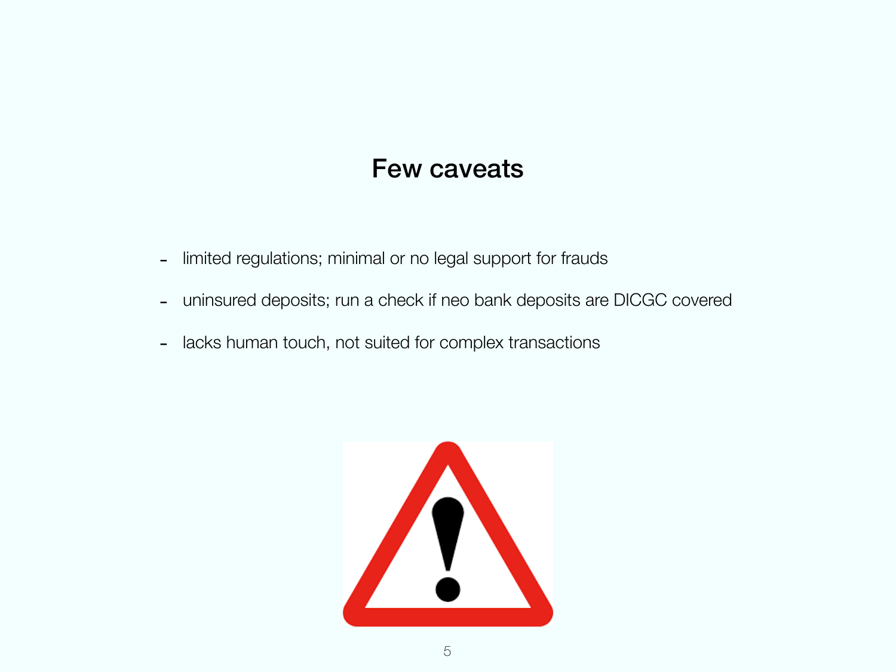# Few caveats

- limited regulations; minimal or no legal support for frauds
- uninsured deposits; run a check if neo bank deposits are DICGC covered
- lacks human touch, not suited for complex transactions